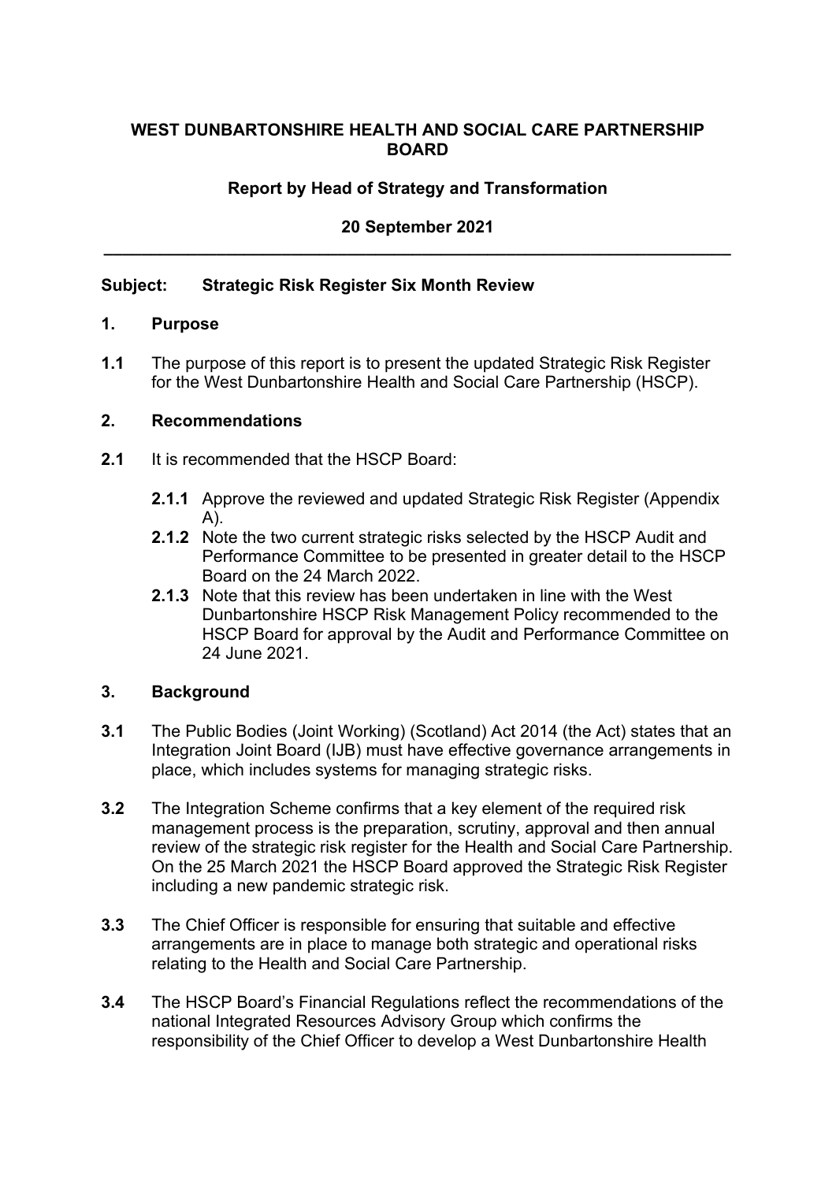**WEST DUNBARTONSHIRE HEALTH AND SOCIAL CARE PARTNERSHIP BOARD**

**Report by Head of Strategy and Transformation**

**20 September 2021**

---

**Subject: Strategic Risk Register Six Month Review**

## 1. Purpose

**1.1** The purpose of this report is to present the updated Strategic Risk Register for the West Dunbartonshire Health and Social Care Partnership (HSCP).

## 2. Recommendations

**2.1** It is recommended that the HSCP Board:

**2.1.1** Approve the reviewed and updated Strategic Risk Register (Appendix A).

**2.1.2** Note the two current strategic risks selected by the HSCP Audit and Performance Committee to be presented in greater detail to the HSCP Board on the 24 March 2022.

**2.1.3** Note that this review has been undertaken in line with the West Dunbartonshire HSCP Risk Management Policy recommended to the HSCP Board for approval by the Audit and Performance Committee on 24 June 2021.

## 3. Background

**3.1** The Public Bodies (Joint Working) (Scotland) Act 2014 (the Act) states that an Integration Joint Board (IJB) must have effective governance arrangements in place, which includes systems for managing strategic risks.

**3.2** The Integration Scheme confirms that a key element of the required risk management process is the preparation, scrutiny, approval and then annual review of the strategic risk register for the Health and Social Care Partnership. On the 25 March 2021 the HSCP Board approved the Strategic Risk Register including a new pandemic strategic risk.

**3.3** The Chief Officer is responsible for ensuring that suitable and effective arrangements are in place to manage both strategic and operational risks relating to the Health and Social Care Partnership.

**3.4** The HSCP Board's Financial Regulations reflect the recommendations of the national Integrated Resources Advisory Group which confirms the responsibility of the Chief Officer to develop a West Dunbartonshire Health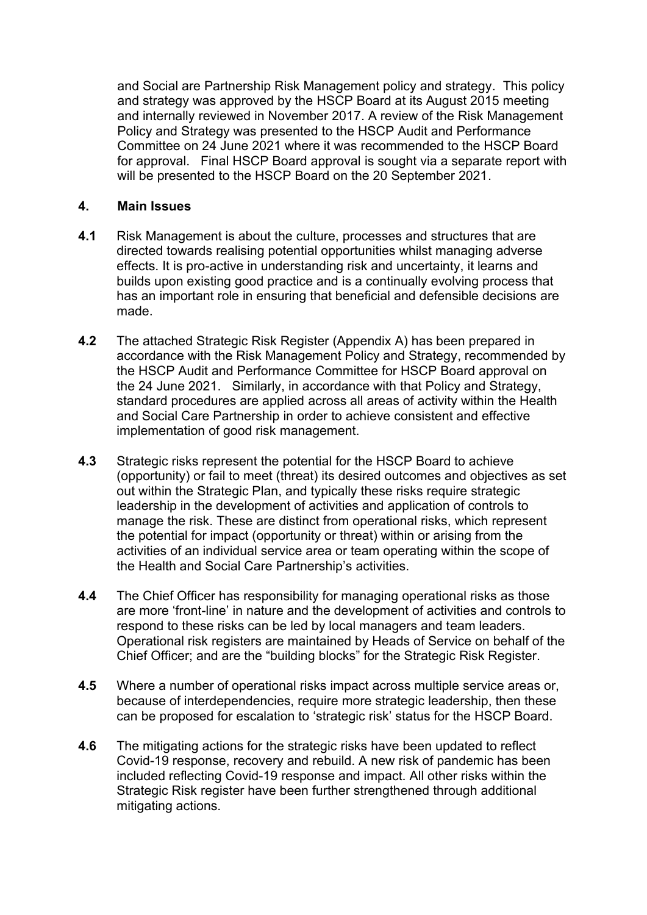and Social are Partnership Risk Management policy and strategy. This policy and strategy was approved by the HSCP Board at its August 2015 meeting and internally reviewed in November 2017. A review of the Risk Management Policy and Strategy was presented to the HSCP Audit and Performance Committee on 24 June 2021 where it was recommended to the HSCP Board for approval. Final HSCP Board approval is sought via a separate report with will be presented to the HSCP Board on the 20 September 2021.

## 4. Main Issues

**4.1** Risk Management is about the culture, processes and structures that are directed towards realising potential opportunities whilst managing adverse effects. It is pro-active in understanding risk and uncertainty, it learns and builds upon existing good practice and is a continually evolving process that has an important role in ensuring that beneficial and defensible decisions are made.

**4.2** The attached Strategic Risk Register (Appendix A) has been prepared in accordance with the Risk Management Policy and Strategy, recommended by the HSCP Audit and Performance Committee for HSCP Board approval on the 24 June 2021. Similarly, in accordance with that Policy and Strategy, standard procedures are applied across all areas of activity within the Health and Social Care Partnership in order to achieve consistent and effective implementation of good risk management.

**4.3** Strategic risks represent the potential for the HSCP Board to achieve (opportunity) or fail to meet (threat) its desired outcomes and objectives as set out within the Strategic Plan, and typically these risks require strategic leadership in the development of activities and application of controls to manage the risk. These are distinct from operational risks, which represent the potential for impact (opportunity or threat) within or arising from the activities of an individual service area or team operating within the scope of the Health and Social Care Partnership's activities.

**4.4** The Chief Officer has responsibility for managing operational risks as those are more 'front-line' in nature and the development of activities and controls to respond to these risks can be led by local managers and team leaders. Operational risk registers are maintained by Heads of Service on behalf of the Chief Officer; and are the "building blocks" for the Strategic Risk Register.

**4.5** Where a number of operational risks impact across multiple service areas or, because of interdependencies, require more strategic leadership, then these can be proposed for escalation to 'strategic risk' status for the HSCP Board.

**4.6** The mitigating actions for the strategic risks have been updated to reflect Covid-19 response, recovery and rebuild. A new risk of pandemic has been included reflecting Covid-19 response and impact. All other risks within the Strategic Risk register have been further strengthened through additional mitigating actions.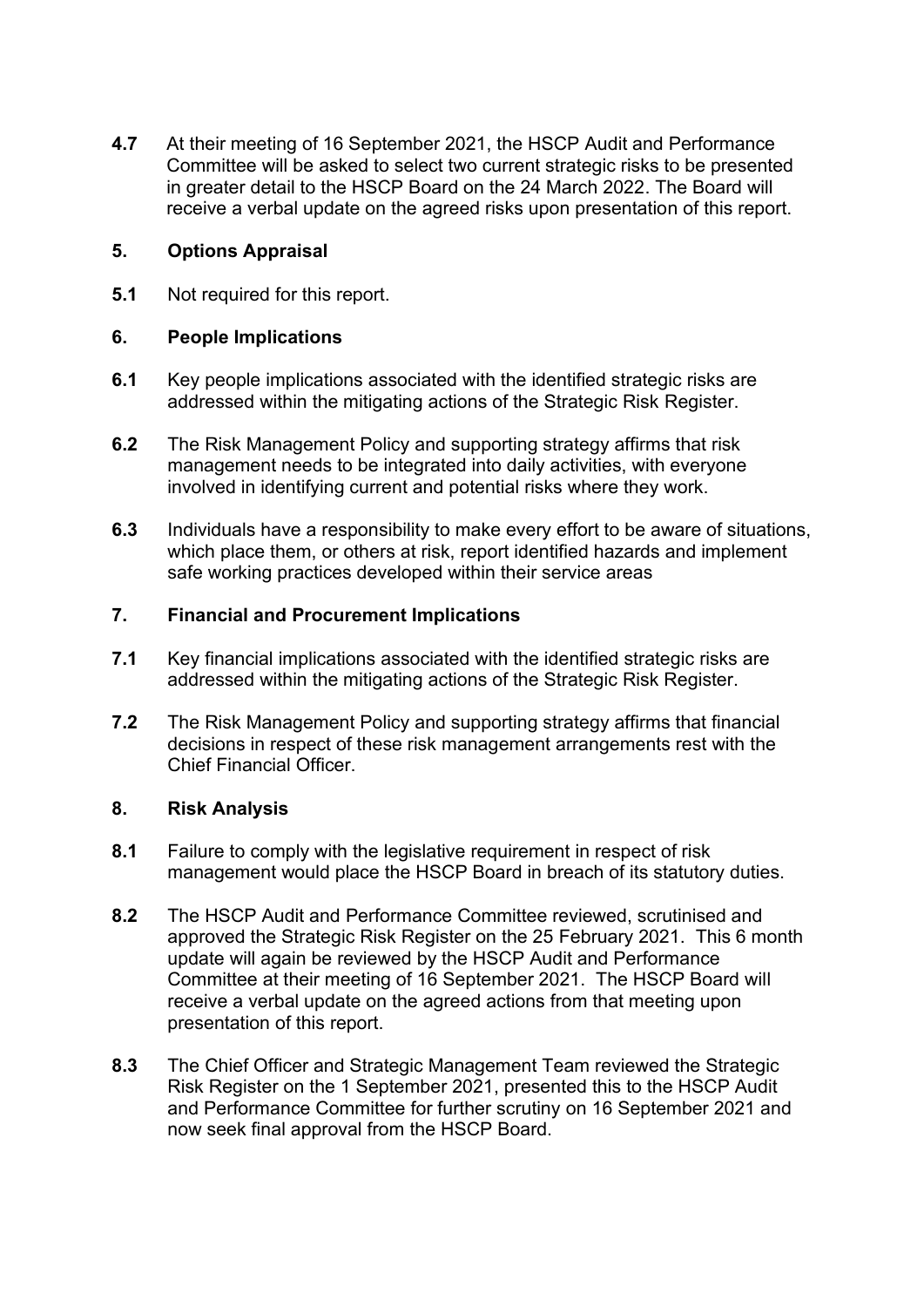**4.7** At their meeting of 16 September 2021, the HSCP Audit and Performance Committee will be asked to select two current strategic risks to be presented in greater detail to the HSCP Board on the 24 March 2022. The Board will receive a verbal update on the agreed risks upon presentation of this report.

## 5. Options Appraisal

**5.1** Not required for this report.

## 6. People Implications

**6.1** Key people implications associated with the identified strategic risks are addressed within the mitigating actions of the Strategic Risk Register.

**6.2** The Risk Management Policy and supporting strategy affirms that risk management needs to be integrated into daily activities, with everyone involved in identifying current and potential risks where they work.

**6.3** Individuals have a responsibility to make every effort to be aware of situations, which place them, or others at risk, report identified hazards and implement safe working practices developed within their service areas

## 7. Financial and Procurement Implications

**7.1** Key financial implications associated with the identified strategic risks are addressed within the mitigating actions of the Strategic Risk Register.

**7.2** The Risk Management Policy and supporting strategy affirms that financial decisions in respect of these risk management arrangements rest with the Chief Financial Officer.

## 8. Risk Analysis

**8.1** Failure to comply with the legislative requirement in respect of risk management would place the HSCP Board in breach of its statutory duties.

**8.2** The HSCP Audit and Performance Committee reviewed, scrutinised and approved the Strategic Risk Register on the 25 February 2021. This 6 month update will again be reviewed by the HSCP Audit and Performance Committee at their meeting of 16 September 2021. The HSCP Board will receive a verbal update on the agreed actions from that meeting upon presentation of this report.

**8.3** The Chief Officer and Strategic Management Team reviewed the Strategic Risk Register on the 1 September 2021, presented this to the HSCP Audit and Performance Committee for further scrutiny on 16 September 2021 and now seek final approval from the HSCP Board.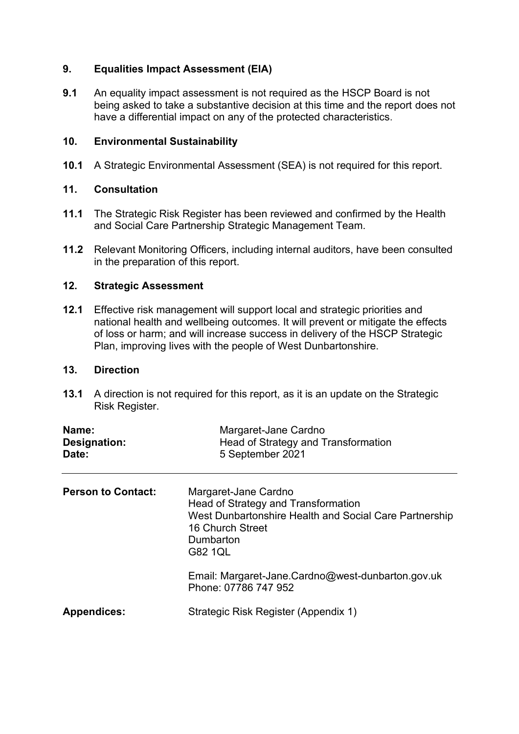## 9. Equalities Impact Assessment (EIA)

**9.1** An equality impact assessment is not required as the HSCP Board is not being asked to take a substantive decision at this time and the report does not have a differential impact on any of the protected characteristics.

## 10. Environmental Sustainability

**10.1** A Strategic Environmental Assessment (SEA) is not required for this report.

## 11. Consultation

**11.1** The Strategic Risk Register has been reviewed and confirmed by the Health and Social Care Partnership Strategic Management Team.

**11.2** Relevant Monitoring Officers, including internal auditors, have been consulted in the preparation of this report.

## 12. Strategic Assessment

**12.1** Effective risk management will support local and strategic priorities and national health and wellbeing outcomes. It will prevent or mitigate the effects of loss or harm; and will increase success in delivery of the HSCP Strategic Plan, improving lives with the people of West Dunbartonshire.

## 13. Direction

**13.1** A direction is not required for this report, as it is an update on the Strategic Risk Register.

**Name:** Margaret-Jane Cardno
**Designation:** Head of Strategy and Transformation
**Date:** 5 September 2021

---

**Person to Contact:** Margaret-Jane Cardno
Head of Strategy and Transformation
West Dunbartonshire Health and Social Care Partnership
16 Church Street
Dumbarton
G82 1QL

Email: Margaret-Jane.Cardno@west-dunbarton.gov.uk
Phone: 07786 747 952

**Appendices:** Strategic Risk Register (Appendix 1)